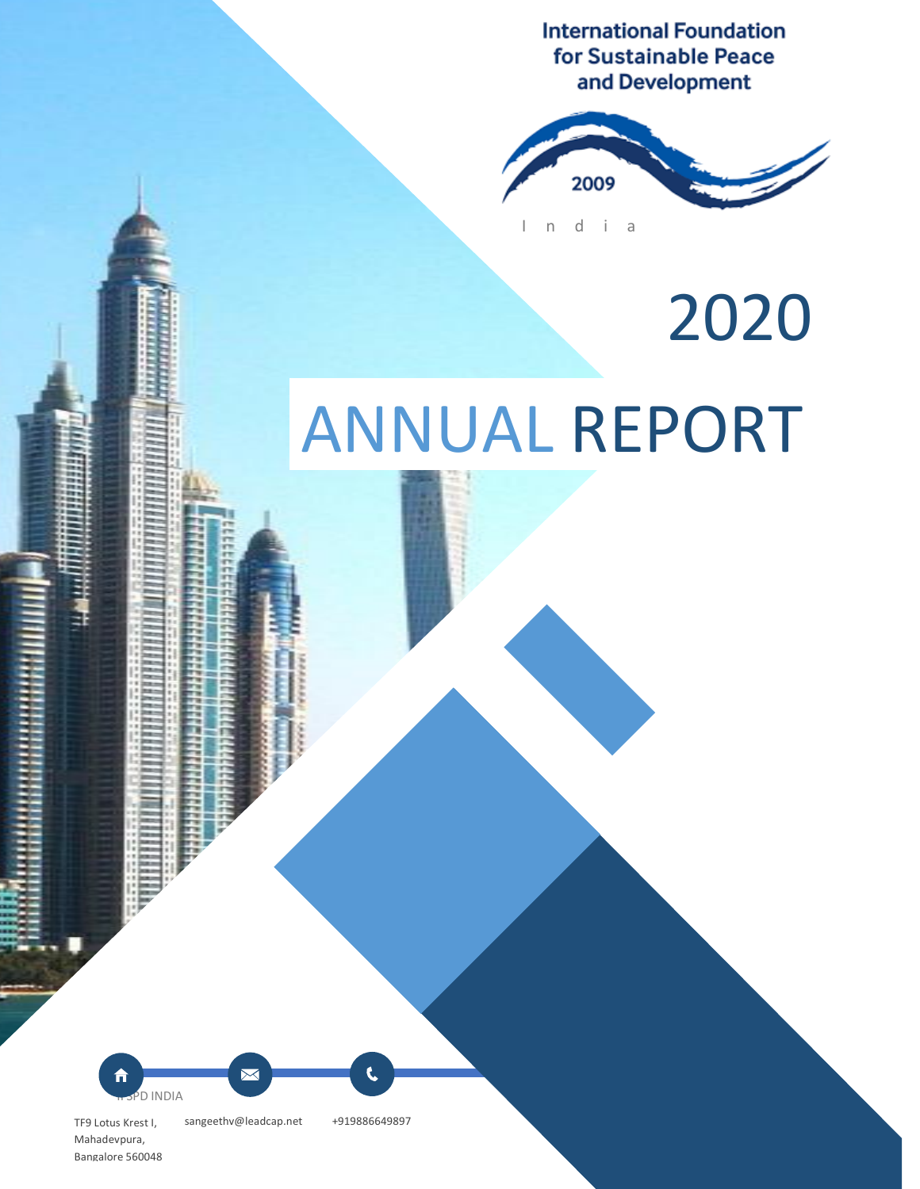International Foundation for Sustainable Peace and Development

2009

India

# 2020

# ANNUAL REPORT

IFSPD INDIA

TF9 Lotus Krest I,
Mahadevpura,
Bangalore 560048

sangeethv@leadcap.net

+919886649897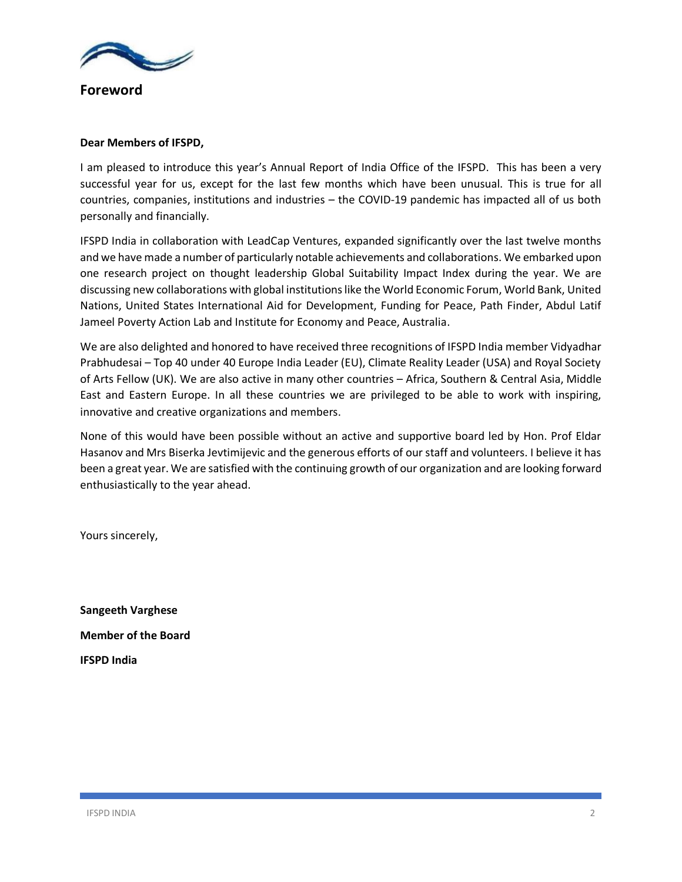# Foreword

**Dear Members of IFSPD,**

I am pleased to introduce this year's Annual Report of India Office of the IFSPD. This has been a very successful year for us, except for the last few months which have been unusual. This is true for all countries, companies, institutions and industries – the COVID-19 pandemic has impacted all of us both personally and financially.

IFSPD India in collaboration with LeadCap Ventures, expanded significantly over the last twelve months and we have made a number of particularly notable achievements and collaborations. We embarked upon one research project on thought leadership Global Suitability Impact Index during the year. We are discussing new collaborations with global institutions like the World Economic Forum, World Bank, United Nations, United States International Aid for Development, Funding for Peace, Path Finder, Abdul Latif Jameel Poverty Action Lab and Institute for Economy and Peace, Australia.

We are also delighted and honored to have received three recognitions of IFSPD India member Vidyadhar Prabhudesai – Top 40 under 40 Europe India Leader (EU), Climate Reality Leader (USA) and Royal Society of Arts Fellow (UK). We are also active in many other countries – Africa, Southern & Central Asia, Middle East and Eastern Europe. In all these countries we are privileged to be able to work with inspiring, innovative and creative organizations and members.

None of this would have been possible without an active and supportive board led by Hon. Prof Eldar Hasanov and Mrs Biserka Jevtimijevic and the generous efforts of our staff and volunteers. I believe it has been a great year. We are satisfied with the continuing growth of our organization and are looking forward enthusiastically to the year ahead.

Yours sincerely,

**Sangeeth Varghese**

**Member of the Board**

**IFSPD India**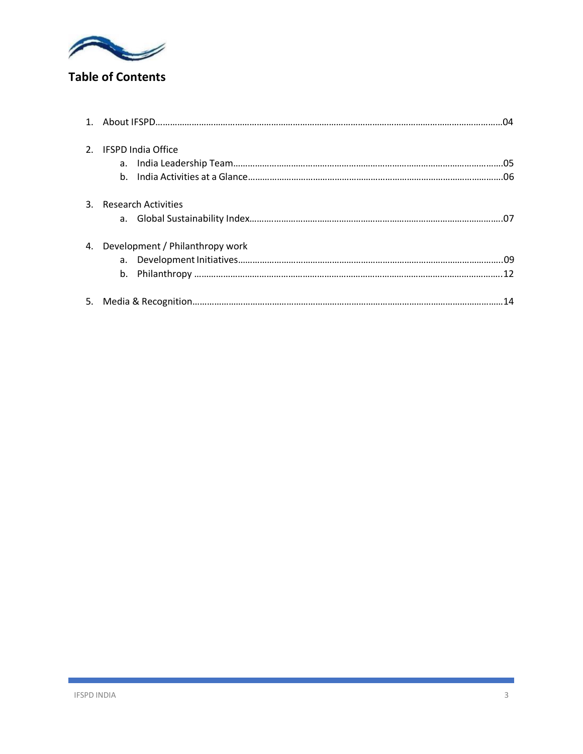## Table of Contents

1. About IFSPD……………………………………………………………………………………………………………………………04
2. IFSPD India Office
   a. India Leadership Team…………………………………………………………………………………………………05
   b. India Activities at a Glance…………………………………………………………………………………………06
3. Research Activities
   a. Global Sustainability Index…………………………………………………………………………………………07
4. Development / Philanthropy work
   a. Development Initiatives……………………………………………………………………………………………09
   b. Philanthropy ……………………………………………………………………………………………………………12
5. Media & Recognition…………………………………………………………………………………………………………14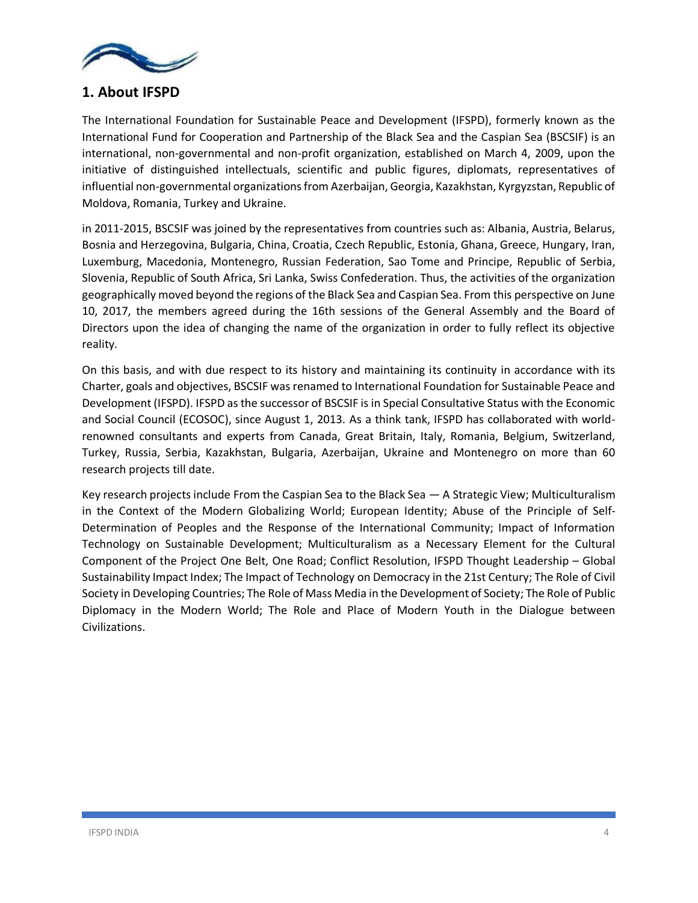## 1. About IFSPD

The International Foundation for Sustainable Peace and Development (IFSPD), formerly known as the International Fund for Cooperation and Partnership of the Black Sea and the Caspian Sea (BSCSIF) is an international, non-governmental and non-profit organization, established on March 4, 2009, upon the initiative of distinguished intellectuals, scientific and public figures, diplomats, representatives of influential non-governmental organizations from Azerbaijan, Georgia, Kazakhstan, Kyrgyzstan, Republic of Moldova, Romania, Turkey and Ukraine.

in 2011-2015, BSCSIF was joined by the representatives from countries such as: Albania, Austria, Belarus, Bosnia and Herzegovina, Bulgaria, China, Croatia, Czech Republic, Estonia, Ghana, Greece, Hungary, Iran, Luxemburg, Macedonia, Montenegro, Russian Federation, Sao Tome and Principe, Republic of Serbia, Slovenia, Republic of South Africa, Sri Lanka, Swiss Confederation. Thus, the activities of the organization geographically moved beyond the regions of the Black Sea and Caspian Sea. From this perspective on June 10, 2017, the members agreed during the 16th sessions of the General Assembly and the Board of Directors upon the idea of changing the name of the organization in order to fully reflect its objective reality.

On this basis, and with due respect to its history and maintaining its continuity in accordance with its Charter, goals and objectives, BSCSIF was renamed to International Foundation for Sustainable Peace and Development (IFSPD). IFSPD as the successor of BSCSIF is in Special Consultative Status with the Economic and Social Council (ECOSOC), since August 1, 2013. As a think tank, IFSPD has collaborated with world-renowned consultants and experts from Canada, Great Britain, Italy, Romania, Belgium, Switzerland, Turkey, Russia, Serbia, Kazakhstan, Bulgaria, Azerbaijan, Ukraine and Montenegro on more than 60 research projects till date.

Key research projects include From the Caspian Sea to the Black Sea — A Strategic View; Multiculturalism in the Context of the Modern Globalizing World; European Identity; Abuse of the Principle of Self-Determination of Peoples and the Response of the International Community; Impact of Information Technology on Sustainable Development; Multiculturalism as a Necessary Element for the Cultural Component of the Project One Belt, One Road; Conflict Resolution, IFSPD Thought Leadership – Global Sustainability Impact Index; The Impact of Technology on Democracy in the 21st Century; The Role of Civil Society in Developing Countries; The Role of Mass Media in the Development of Society; The Role of Public Diplomacy in the Modern World; The Role and Place of Modern Youth in the Dialogue between Civilizations.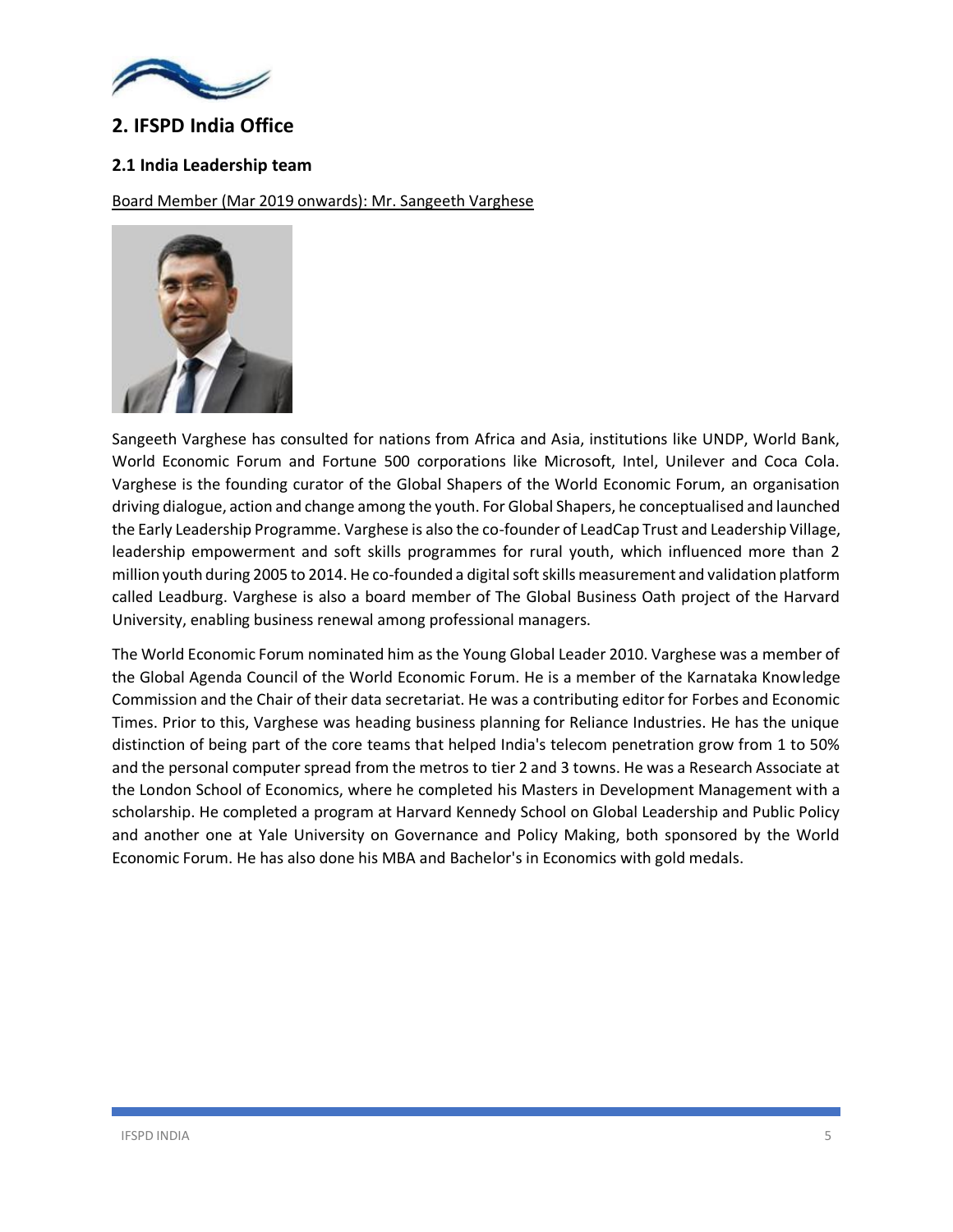## 2. IFSPD India Office

### 2.1 India Leadership team

Board Member (Mar 2019 onwards): Mr. Sangeeth Varghese

Sangeeth Varghese has consulted for nations from Africa and Asia, institutions like UNDP, World Bank, World Economic Forum and Fortune 500 corporations like Microsoft, Intel, Unilever and Coca Cola. Varghese is the founding curator of the Global Shapers of the World Economic Forum, an organisation driving dialogue, action and change among the youth. For Global Shapers, he conceptualised and launched the Early Leadership Programme. Varghese is also the co-founder of LeadCap Trust and Leadership Village, leadership empowerment and soft skills programmes for rural youth, which influenced more than 2 million youth during 2005 to 2014. He co-founded a digital soft skills measurement and validation platform called Leadburg. Varghese is also a board member of The Global Business Oath project of the Harvard University, enabling business renewal among professional managers.

The World Economic Forum nominated him as the Young Global Leader 2010. Varghese was a member of the Global Agenda Council of the World Economic Forum. He is a member of the Karnataka Knowledge Commission and the Chair of their data secretariat. He was a contributing editor for Forbes and Economic Times. Prior to this, Varghese was heading business planning for Reliance Industries. He has the unique distinction of being part of the core teams that helped India's telecom penetration grow from 1 to 50% and the personal computer spread from the metros to tier 2 and 3 towns. He was a Research Associate at the London School of Economics, where he completed his Masters in Development Management with a scholarship. He completed a program at Harvard Kennedy School on Global Leadership and Public Policy and another one at Yale University on Governance and Policy Making, both sponsored by the World Economic Forum. He has also done his MBA and Bachelor's in Economics with gold medals.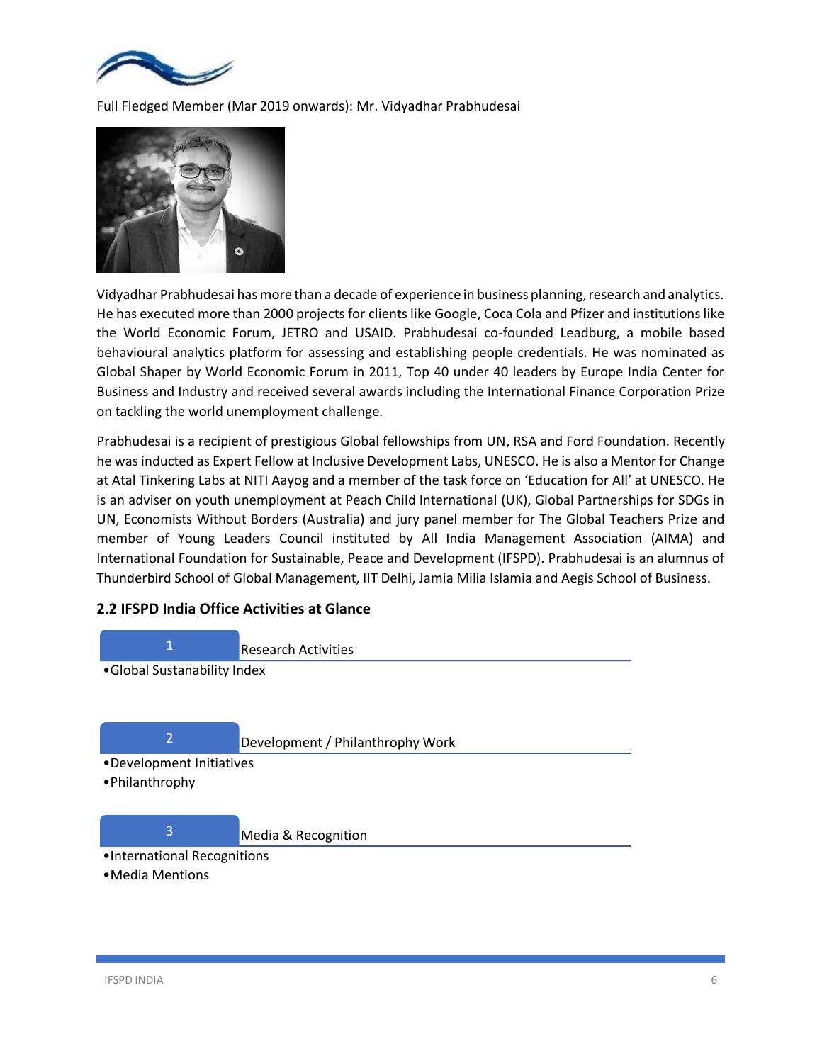Full Fledged Member (Mar 2019 onwards): Mr. Vidyadhar Prabhudesai

Vidyadhar Prabhudesai has more than a decade of experience in business planning, research and analytics. He has executed more than 2000 projects for clients like Google, Coca Cola and Pfizer and institutions like the World Economic Forum, JETRO and USAID. Prabhudesai co-founded Leadburg, a mobile based behavioural analytics platform for assessing and establishing people credentials. He was nominated as Global Shaper by World Economic Forum in 2011, Top 40 under 40 leaders by Europe India Center for Business and Industry and received several awards including the International Finance Corporation Prize on tackling the world unemployment challenge.

Prabhudesai is a recipient of prestigious Global fellowships from UN, RSA and Ford Foundation. Recently he was inducted as Expert Fellow at Inclusive Development Labs, UNESCO. He is also a Mentor for Change at Atal Tinkering Labs at NITI Aayog and a member of the task force on 'Education for All' at UNESCO. He is an adviser on youth unemployment at Peach Child International (UK), Global Partnerships for SDGs in UN, Economists Without Borders (Australia) and jury panel member for The Global Teachers Prize and member of Young Leaders Council instituted by All India Management Association (AIMA) and International Foundation for Sustainable, Peace and Development (IFSPD). Prabhudesai is an alumnus of Thunderbird School of Global Management, IIT Delhi, Jamia Milia Islamia and Aegis School of Business.

### 2.2 IFSPD India Office Activities at Glance

**1 Research Activities**

- Global Sustainability Index

**2 Development / Philanthrophy Work**

- Development Initiatives
- Philanthrophy

**3 Media & Recognition**

- International Recognitions
- Media Mentions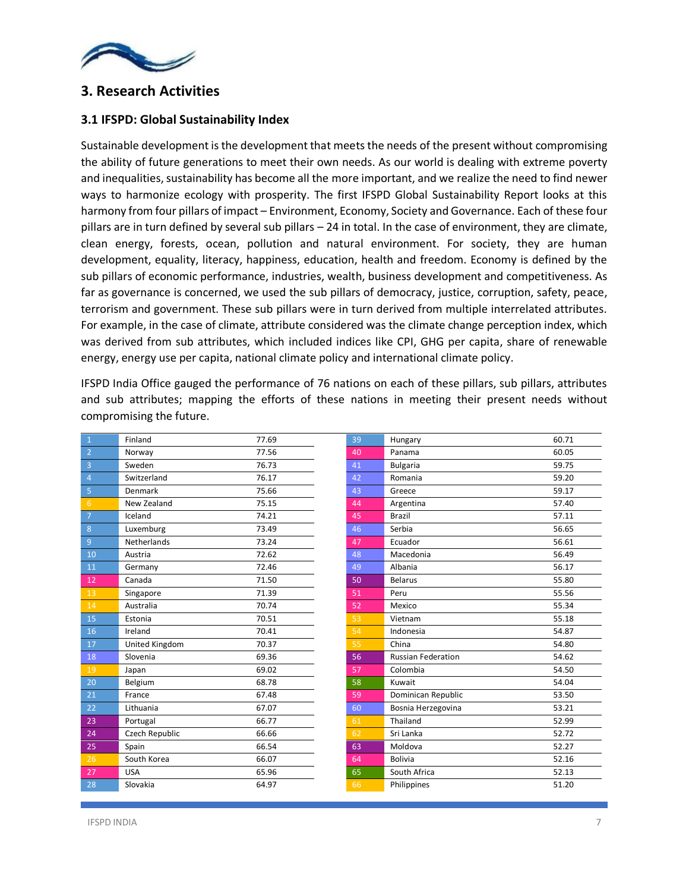## 3. Research Activities

### 3.1 IFSPD: Global Sustainability Index

Sustainable development is the development that meets the needs of the present without compromising the ability of future generations to meet their own needs. As our world is dealing with extreme poverty and inequalities, sustainability has become all the more important, and we realize the need to find newer ways to harmonize ecology with prosperity. The first IFSPD Global Sustainability Report looks at this harmony from four pillars of impact – Environment, Economy, Society and Governance. Each of these four pillars are in turn defined by several sub pillars – 24 in total. In the case of environment, they are climate, clean energy, forests, ocean, pollution and natural environment. For society, they are human development, equality, literacy, happiness, education, health and freedom. Economy is defined by the sub pillars of economic performance, industries, wealth, business development and competitiveness. As far as governance is concerned, we used the sub pillars of democracy, justice, corruption, safety, peace, terrorism and government. These sub pillars were in turn derived from multiple interrelated attributes. For example, in the case of climate, attribute considered was the climate change perception index, which was derived from sub attributes, which included indices like CPI, GHG per capita, share of renewable energy, energy use per capita, national climate policy and international climate policy.

IFSPD India Office gauged the performance of 76 nations on each of these pillars, sub pillars, attributes and sub attributes; mapping the efforts of these nations in meeting their present needs without compromising the future.

| Rank | Country | Score |
|---|---|---|
| 1 | Finland | 77.69 |
| 2 | Norway | 77.56 |
| 3 | Sweden | 76.73 |
| 4 | Switzerland | 76.17 |
| 5 | Denmark | 75.66 |
| 6 | New Zealand | 75.15 |
| 7 | Iceland | 74.21 |
| 8 | Luxemburg | 73.49 |
| 9 | Netherlands | 73.24 |
| 10 | Austria | 72.62 |
| 11 | Germany | 72.46 |
| 12 | Canada | 71.50 |
| 13 | Singapore | 71.39 |
| 14 | Australia | 70.74 |
| 15 | Estonia | 70.51 |
| 16 | Ireland | 70.41 |
| 17 | United Kingdom | 70.37 |
| 18 | Slovenia | 69.36 |
| 19 | Japan | 69.02 |
| 20 | Belgium | 68.78 |
| 21 | France | 67.48 |
| 22 | Lithuania | 67.07 |
| 23 | Portugal | 66.77 |
| 24 | Czech Republic | 66.66 |
| 25 | Spain | 66.54 |
| 26 | South Korea | 66.07 |
| 27 | USA | 65.96 |
| 28 | Slovakia | 64.97 |
| 39 | Hungary | 60.71 |
| 40 | Panama | 60.05 |
| 41 | Bulgaria | 59.75 |
| 42 | Romania | 59.20 |
| 43 | Greece | 59.17 |
| 44 | Argentina | 57.40 |
| 45 | Brazil | 57.11 |
| 46 | Serbia | 56.65 |
| 47 | Ecuador | 56.61 |
| 48 | Macedonia | 56.49 |
| 49 | Albania | 56.17 |
| 50 | Belarus | 55.80 |
| 51 | Peru | 55.56 |
| 52 | Mexico | 55.34 |
| 53 | Vietnam | 55.18 |
| 54 | Indonesia | 54.87 |
| 55 | China | 54.80 |
| 56 | Russian Federation | 54.62 |
| 57 | Colombia | 54.50 |
| 58 | Kuwait | 54.04 |
| 59 | Dominican Republic | 53.50 |
| 60 | Bosnia Herzegovina | 53.21 |
| 61 | Thailand | 52.99 |
| 62 | Sri Lanka | 52.72 |
| 63 | Moldova | 52.27 |
| 64 | Bolivia | 52.16 |
| 65 | South Africa | 52.13 |
| 66 | Philippines | 51.20 |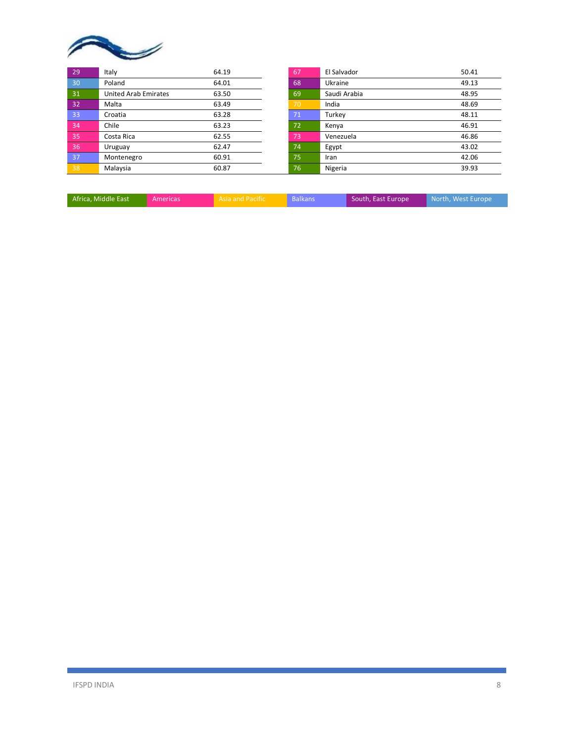| Rank | Country | Score |
|---|---|---|
| 29 | Italy | 64.19 |
| 30 | Poland | 64.01 |
| 31 | United Arab Emirates | 63.50 |
| 32 | Malta | 63.49 |
| 33 | Croatia | 63.28 |
| 34 | Chile | 63.23 |
| 35 | Costa Rica | 62.55 |
| 36 | Uruguay | 62.47 |
| 37 | Montenegro | 60.91 |
| 38 | Malaysia | 60.87 |

| Rank | Country | Score |
|---|---|---|
| 67 | El Salvador | 50.41 |
| 68 | Ukraine | 49.13 |
| 69 | Saudi Arabia | 48.95 |
| 70 | India | 48.69 |
| 71 | Turkey | 48.11 |
| 72 | Kenya | 46.91 |
| 73 | Venezuela | 46.86 |
| 74 | Egypt | 43.02 |
| 75 | Iran | 42.06 |
| 76 | Nigeria | 39.93 |

| Africa, Middle East | Americas | Asia and Pacific | Balkans | South, East Europe | North, West Europe |
|---|---|---|---|---|---|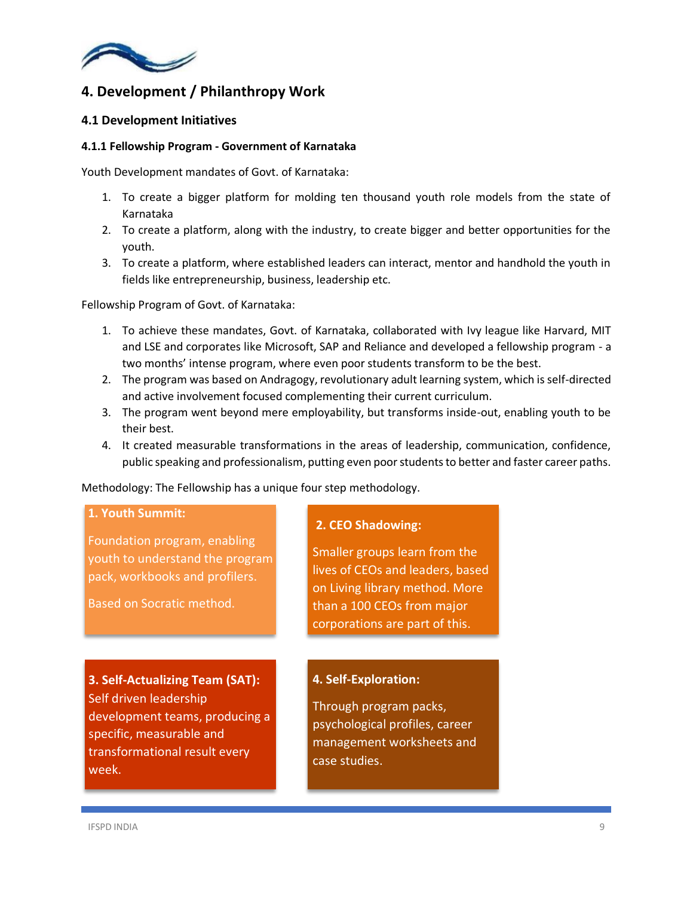# 4. Development / Philanthropy Work

## 4.1 Development Initiatives

### 4.1.1 Fellowship Program - Government of Karnataka

Youth Development mandates of Govt. of Karnataka:

1. To create a bigger platform for molding ten thousand youth role models from the state of Karnataka
2. To create a platform, along with the industry, to create bigger and better opportunities for the youth.
3. To create a platform, where established leaders can interact, mentor and handhold the youth in fields like entrepreneurship, business, leadership etc.

Fellowship Program of Govt. of Karnataka:

1. To achieve these mandates, Govt. of Karnataka, collaborated with Ivy league like Harvard, MIT and LSE and corporates like Microsoft, SAP and Reliance and developed a fellowship program - a two months' intense program, where even poor students transform to be the best.
2. The program was based on Andragogy, revolutionary adult learning system, which is self-directed and active involvement focused complementing their current curriculum.
3. The program went beyond mere employability, but transforms inside-out, enabling youth to be their best.
4. It created measurable transformations in the areas of leadership, communication, confidence, public speaking and professionalism, putting even poor students to better and faster career paths.

Methodology: The Fellowship has a unique four step methodology.

**1. Youth Summit:**

Foundation program, enabling youth to understand the program pack, workbooks and profilers.

Based on Socratic method.

**2. CEO Shadowing:**

Smaller groups learn from the lives of CEOs and leaders, based on Living library method. More than a 100 CEOs from major corporations are part of this.

**3. Self-Actualizing Team (SAT):**

Self driven leadership development teams, producing a specific, measurable and transformational result every week.

**4. Self-Exploration:**

Through program packs, psychological profiles, career management worksheets and case studies.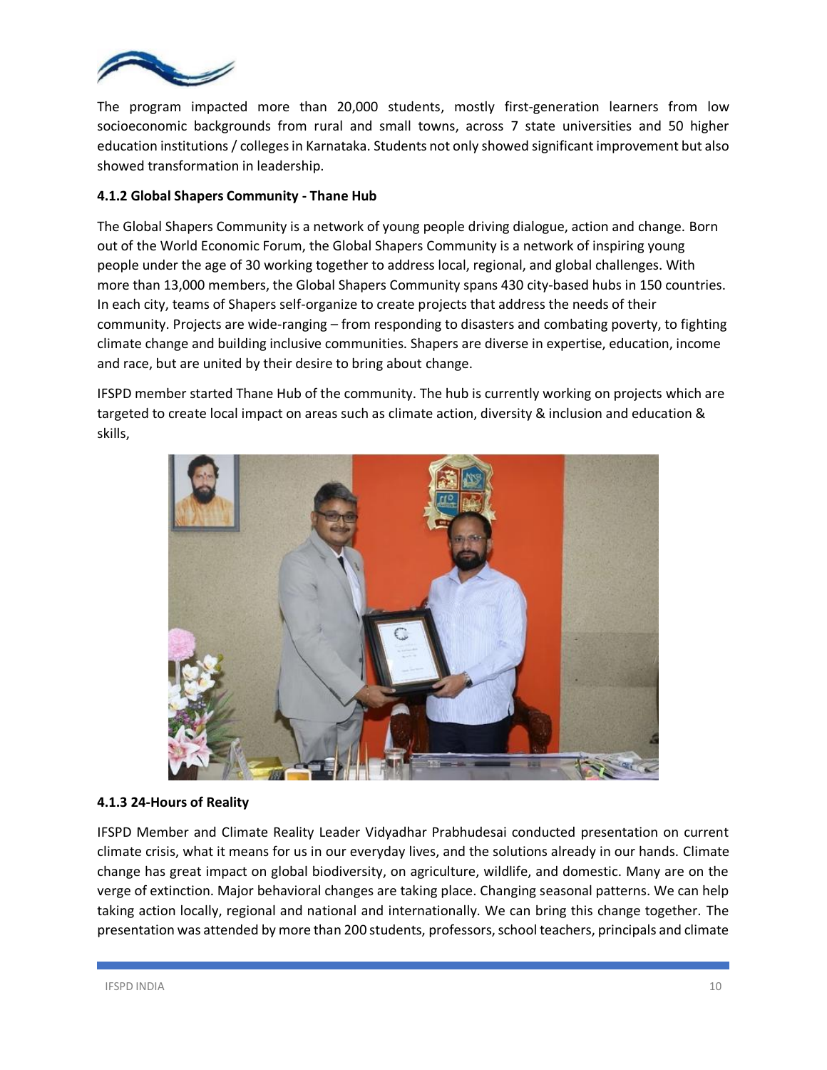The program impacted more than 20,000 students, mostly first-generation learners from low socioeconomic backgrounds from rural and small towns, across 7 state universities and 50 higher education institutions / colleges in Karnataka. Students not only showed significant improvement but also showed transformation in leadership.

#### 4.1.2 Global Shapers Community - Thane Hub

The Global Shapers Community is a network of young people driving dialogue, action and change. Born out of the World Economic Forum, the Global Shapers Community is a network of inspiring young people under the age of 30 working together to address local, regional, and global challenges. With more than 13,000 members, the Global Shapers Community spans 430 city-based hubs in 150 countries. In each city, teams of Shapers self-organize to create projects that address the needs of their community. Projects are wide-ranging – from responding to disasters and combating poverty, to fighting climate change and building inclusive communities. Shapers are diverse in expertise, education, income and race, but are united by their desire to bring about change.

IFSPD member started Thane Hub of the community. The hub is currently working on projects which are targeted to create local impact on areas such as climate action, diversity & inclusion and education & skills,

#### 4.1.3 24-Hours of Reality

IFSPD Member and Climate Reality Leader Vidyadhar Prabhudesai conducted presentation on current climate crisis, what it means for us in our everyday lives, and the solutions already in our hands. Climate change has great impact on global biodiversity, on agriculture, wildlife, and domestic. Many are on the verge of extinction. Major behavioral changes are taking place. Changing seasonal patterns. We can help taking action locally, regional and national and internationally. We can bring this change together. The presentation was attended by more than 200 students, professors, school teachers, principals and climate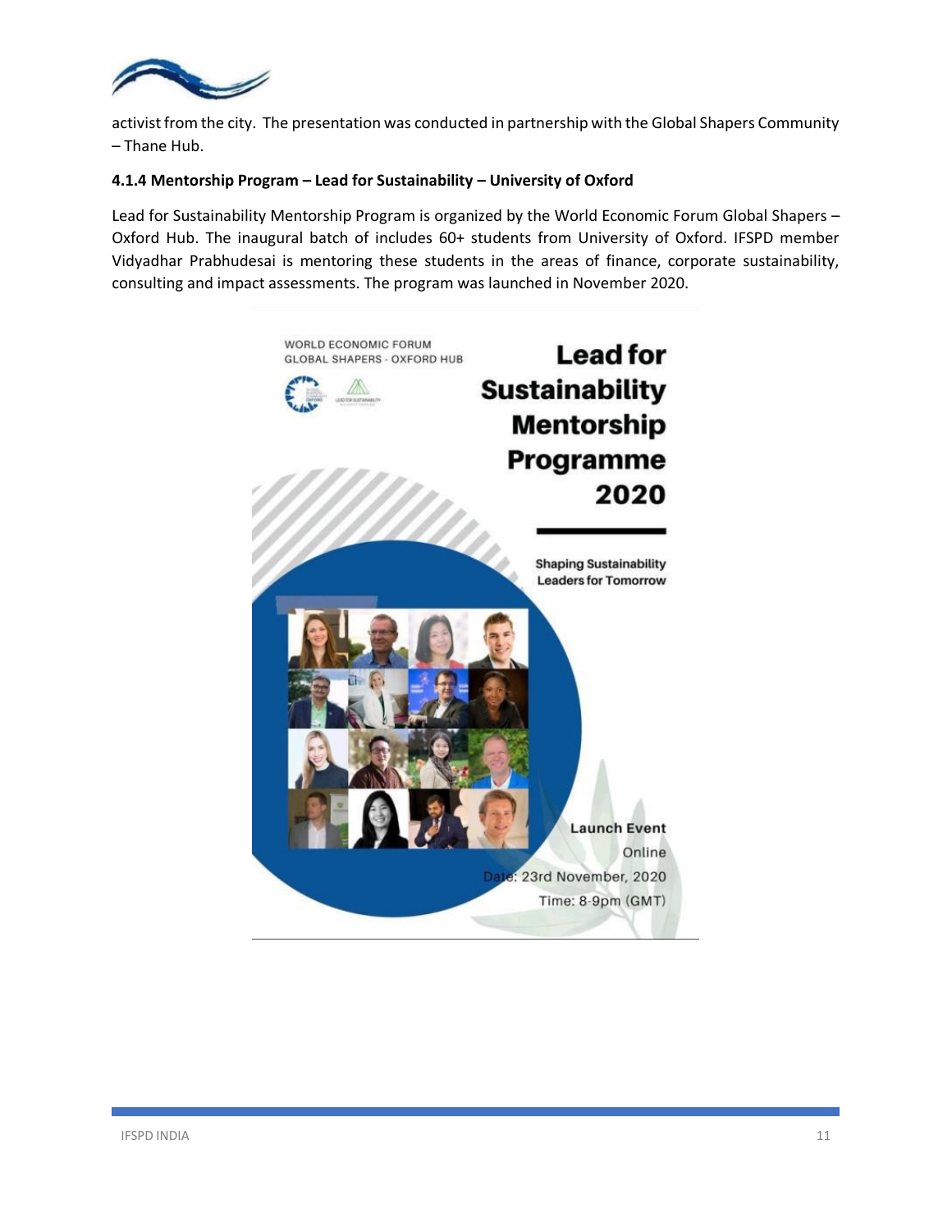activist from the city. The presentation was conducted in partnership with the Global Shapers Community – Thane Hub.

#### 4.1.4 Mentorship Program – Lead for Sustainability – University of Oxford

Lead for Sustainability Mentorship Program is organized by the World Economic Forum Global Shapers – Oxford Hub. The inaugural batch of includes 60+ students from University of Oxford. IFSPD member Vidyadhar Prabhudesai is mentoring these students in the areas of finance, corporate sustainability, consulting and impact assessments. The program was launched in November 2020.

WORLD ECONOMIC FORUM
GLOBAL SHAPERS - OXFORD HUB

**Lead for Sustainability Mentorship Programme 2020**

**Shaping Sustainability Leaders for Tomorrow**

**Launch Event**
Online
Date: 23rd November, 2020
Time: 8-9pm (GMT)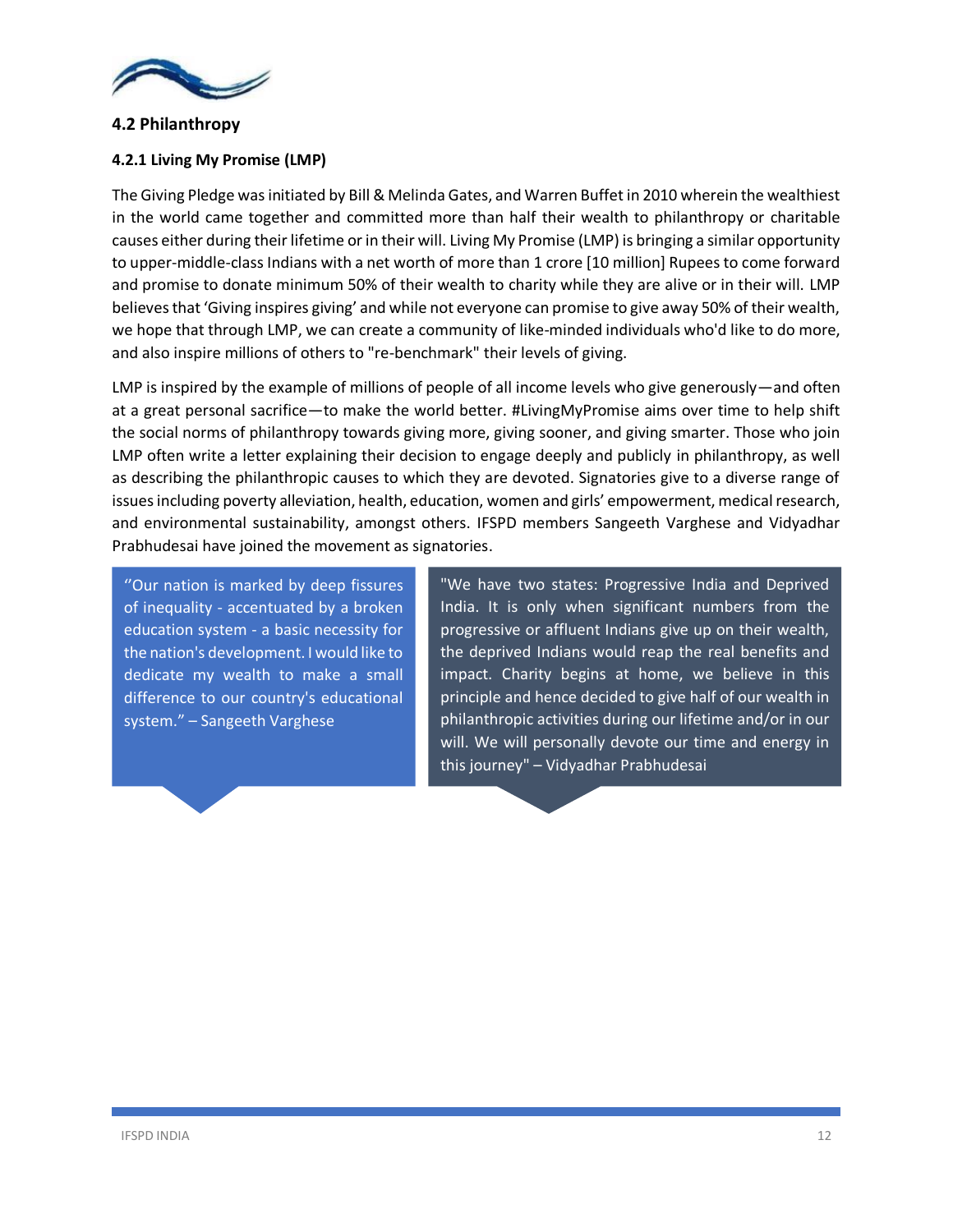## 4.2 Philanthropy

### 4.2.1 Living My Promise (LMP)

The Giving Pledge was initiated by Bill & Melinda Gates, and Warren Buffet in 2010 wherein the wealthiest in the world came together and committed more than half their wealth to philanthropy or charitable causes either during their lifetime or in their will. Living My Promise (LMP) is bringing a similar opportunity to upper-middle-class Indians with a net worth of more than 1 crore [10 million] Rupees to come forward and promise to donate minimum 50% of their wealth to charity while they are alive or in their will. LMP believes that 'Giving inspires giving' and while not everyone can promise to give away 50% of their wealth, we hope that through LMP, we can create a community of like-minded individuals who'd like to do more, and also inspire millions of others to "re-benchmark" their levels of giving.

LMP is inspired by the example of millions of people of all income levels who give generously—and often at a great personal sacrifice—to make the world better. #LivingMyPromise aims over time to help shift the social norms of philanthropy towards giving more, giving sooner, and giving smarter. Those who join LMP often write a letter explaining their decision to engage deeply and publicly in philanthropy, as well as describing the philanthropic causes to which they are devoted. Signatories give to a diverse range of issues including poverty alleviation, health, education, women and girls' empowerment, medical research, and environmental sustainability, amongst others. IFSPD members Sangeeth Varghese and Vidyadhar Prabhudesai have joined the movement as signatories.

> "Our nation is marked by deep fissures of inequality - accentuated by a broken education system - a basic necessity for the nation's development. I would like to dedicate my wealth to make a small difference to our country's educational system." – Sangeeth Varghese

> "We have two states: Progressive India and Deprived India. It is only when significant numbers from the progressive or affluent Indians give up on their wealth, the deprived Indians would reap the real benefits and impact. Charity begins at home, we believe in this principle and hence decided to give half of our wealth in philanthropic activities during our lifetime and/or in our will. We will personally devote our time and energy in this journey" – Vidyadhar Prabhudesai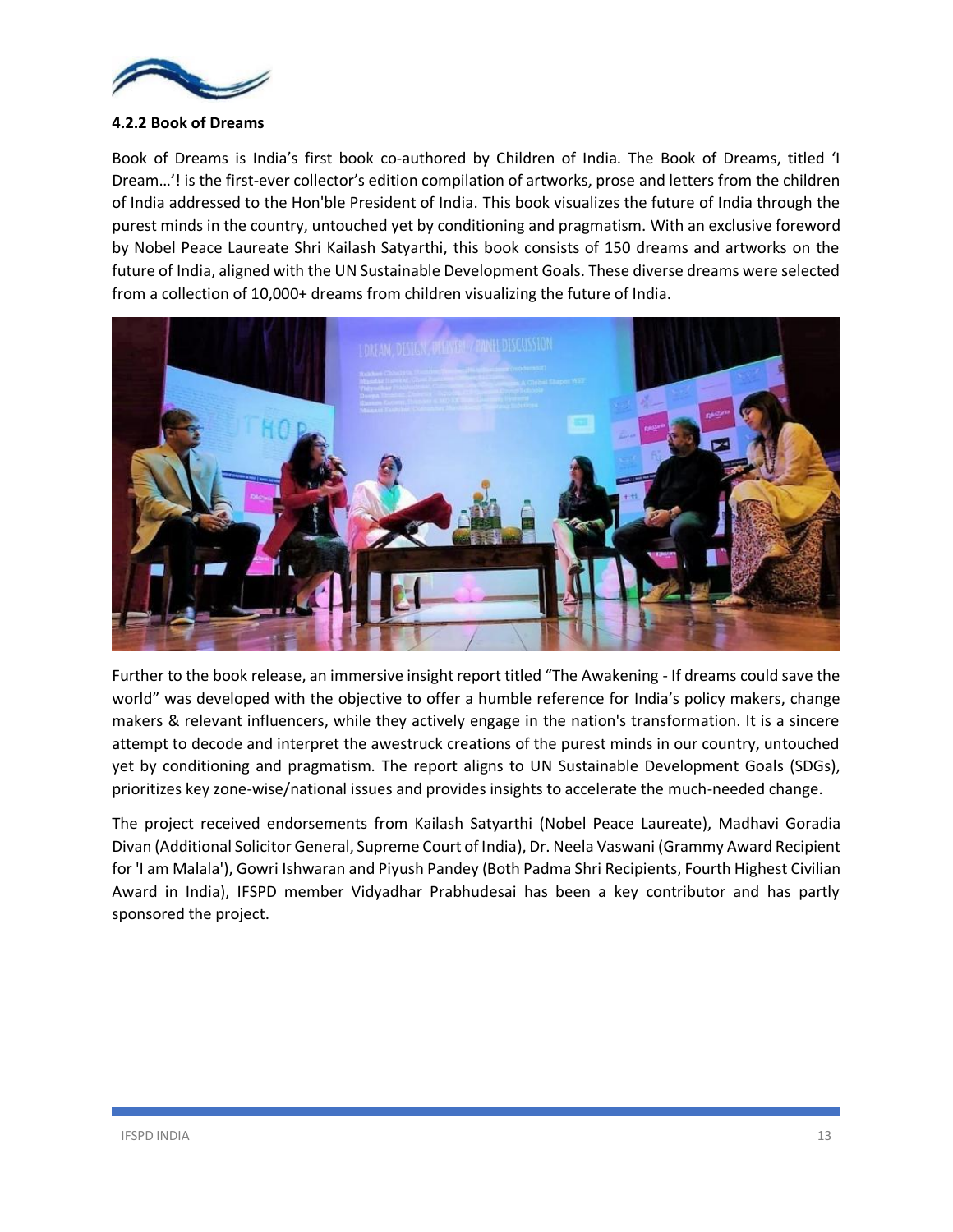### 4.2.2 Book of Dreams

Book of Dreams is India's first book co-authored by Children of India. The Book of Dreams, titled 'I Dream…'! is the first-ever collector's edition compilation of artworks, prose and letters from the children of India addressed to the Hon'ble President of India. This book visualizes the future of India through the purest minds in the country, untouched yet by conditioning and pragmatism. With an exclusive foreword by Nobel Peace Laureate Shri Kailash Satyarthi, this book consists of 150 dreams and artworks on the future of India, aligned with the UN Sustainable Development Goals. These diverse dreams were selected from a collection of 10,000+ dreams from children visualizing the future of India.

Further to the book release, an immersive insight report titled "The Awakening - If dreams could save the world" was developed with the objective to offer a humble reference for India's policy makers, change makers & relevant influencers, while they actively engage in the nation's transformation. It is a sincere attempt to decode and interpret the awestruck creations of the purest minds in our country, untouched yet by conditioning and pragmatism. The report aligns to UN Sustainable Development Goals (SDGs), prioritizes key zone-wise/national issues and provides insights to accelerate the much-needed change.

The project received endorsements from Kailash Satyarthi (Nobel Peace Laureate), Madhavi Goradia Divan (Additional Solicitor General, Supreme Court of India), Dr. Neela Vaswani (Grammy Award Recipient for 'I am Malala'), Gowri Ishwaran and Piyush Pandey (Both Padma Shri Recipients, Fourth Highest Civilian Award in India), IFSPD member Vidyadhar Prabhudesai has been a key contributor and has partly sponsored the project.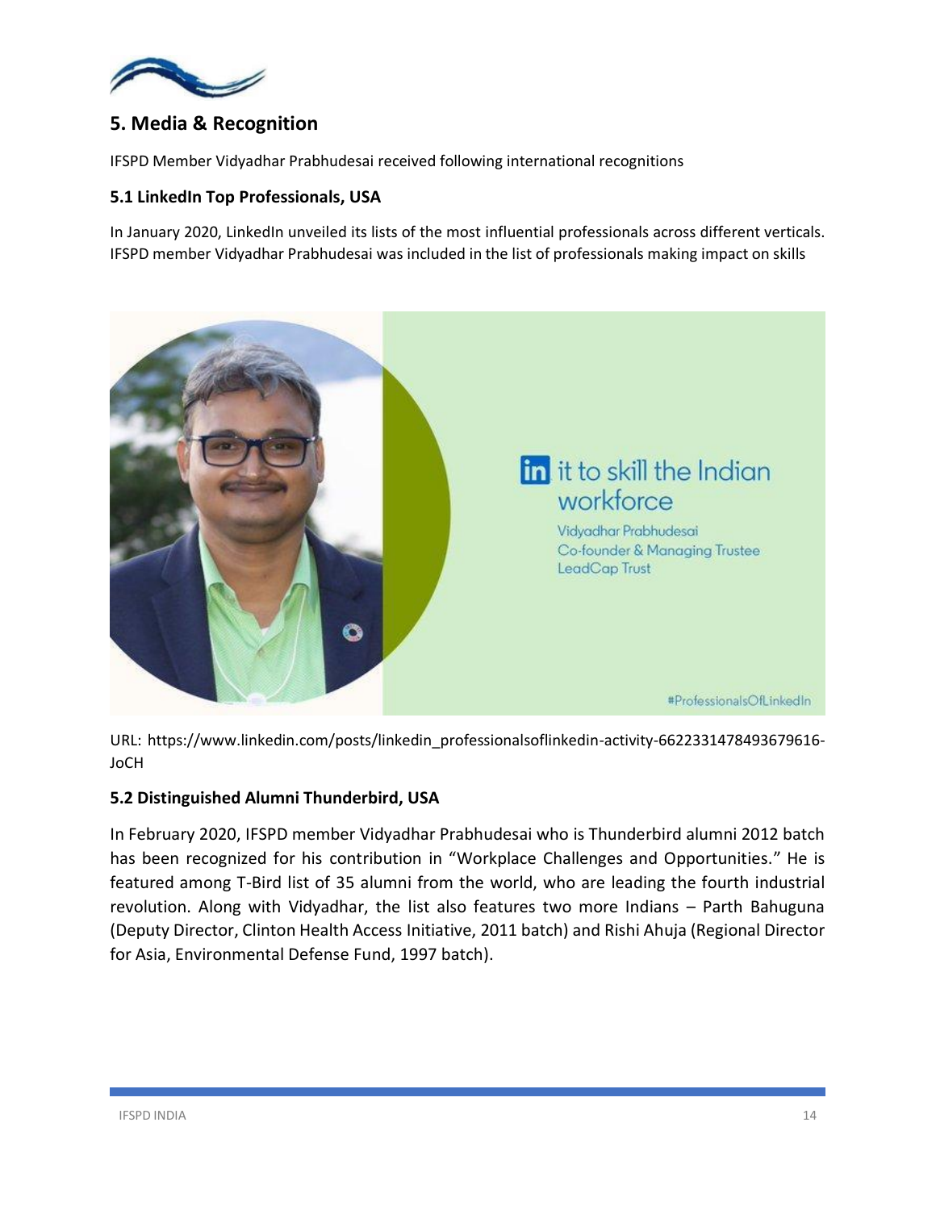## 5. Media & Recognition

IFSPD Member Vidyadhar Prabhudesai received following international recognitions

### 5.1 LinkedIn Top Professionals, USA

In January 2020, LinkedIn unveiled its lists of the most influential professionals across different verticals. IFSPD member Vidyadhar Prabhudesai was included in the list of professionals making impact on skills

URL: https://www.linkedin.com/posts/linkedin_professionalsoflinkedin-activity-6622331478493679616-JoCH

### 5.2 Distinguished Alumni Thunderbird, USA

In February 2020, IFSPD member Vidyadhar Prabhudesai who is Thunderbird alumni 2012 batch has been recognized for his contribution in "Workplace Challenges and Opportunities." He is featured among T-Bird list of 35 alumni from the world, who are leading the fourth industrial revolution. Along with Vidyadhar, the list also features two more Indians – Parth Bahuguna (Deputy Director, Clinton Health Access Initiative, 2011 batch) and Rishi Ahuja (Regional Director for Asia, Environmental Defense Fund, 1997 batch).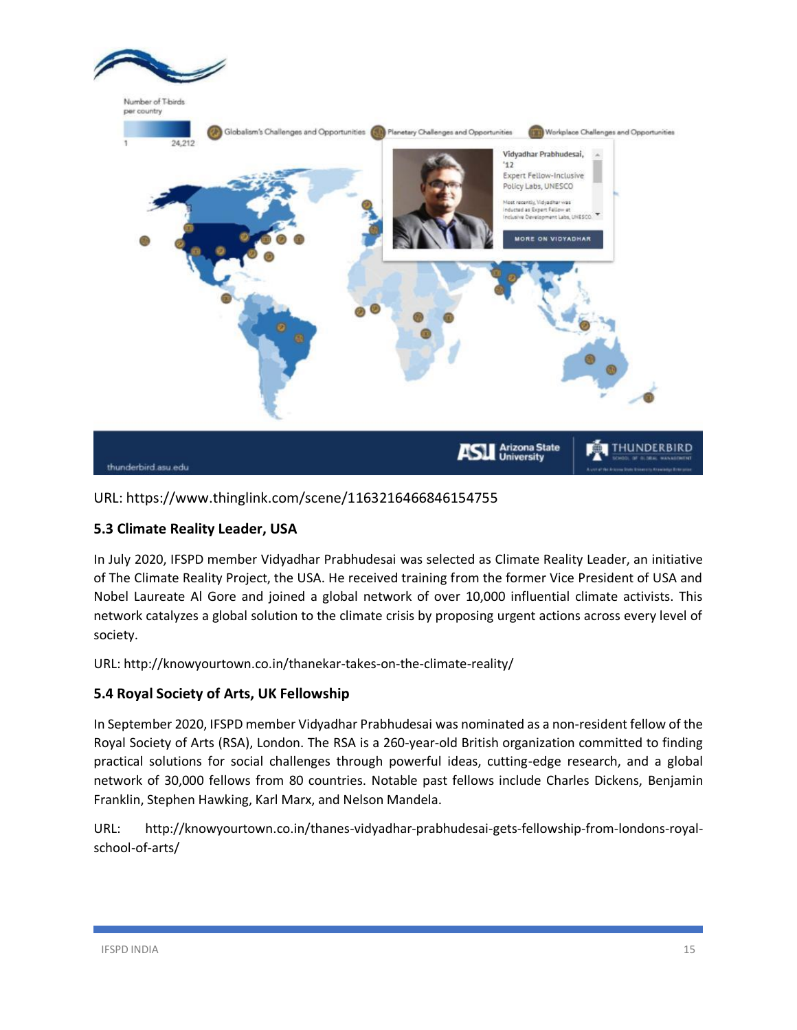URL: https://www.thinglink.com/scene/1163216466846154755

### 5.3 Climate Reality Leader, USA

In July 2020, IFSPD member Vidyadhar Prabhudesai was selected as Climate Reality Leader, an initiative of The Climate Reality Project, the USA. He received training from the former Vice President of USA and Nobel Laureate Al Gore and joined a global network of over 10,000 influential climate activists. This network catalyzes a global solution to the climate crisis by proposing urgent actions across every level of society.

URL: http://knowyourtown.co.in/thanekar-takes-on-the-climate-reality/

### 5.4 Royal Society of Arts, UK Fellowship

In September 2020, IFSPD member Vidyadhar Prabhudesai was nominated as a non-resident fellow of the Royal Society of Arts (RSA), London. The RSA is a 260-year-old British organization committed to finding practical solutions for social challenges through powerful ideas, cutting-edge research, and a global network of 30,000 fellows from 80 countries. Notable past fellows include Charles Dickens, Benjamin Franklin, Stephen Hawking, Karl Marx, and Nelson Mandela.

URL: http://knowyourtown.co.in/thanes-vidyadhar-prabhudesai-gets-fellowship-from-londons-royal-school-of-arts/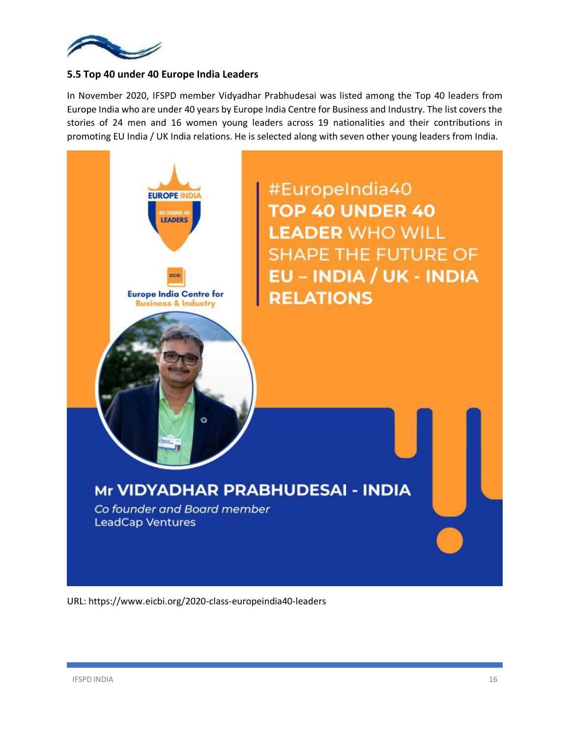### 5.5 Top 40 under 40 Europe India Leaders

In November 2020, IFSPD member Vidyadhar Prabhudesai was listed among the Top 40 leaders from Europe India who are under 40 years by Europe India Centre for Business and Industry. The list covers the stories of 24 men and 16 women young leaders across 19 nationalities and their contributions in promoting EU India / UK India relations. He is selected along with seven other young leaders from India.

EUROPE INDIA 40 UNDER 40 LEADERS

EICBI Europe India Centre for Business & Industry

#EuropeIndia40 **TOP 40 UNDER 40 LEADER** WHO WILL SHAPE THE FUTURE OF **EU – INDIA / UK - INDIA RELATIONS**

**Mr VIDYADHAR PRABHUDESAI - INDIA**

*Co founder and Board member*
LeadCap Ventures

URL: https://www.eicbi.org/2020-class-europeindia40-leaders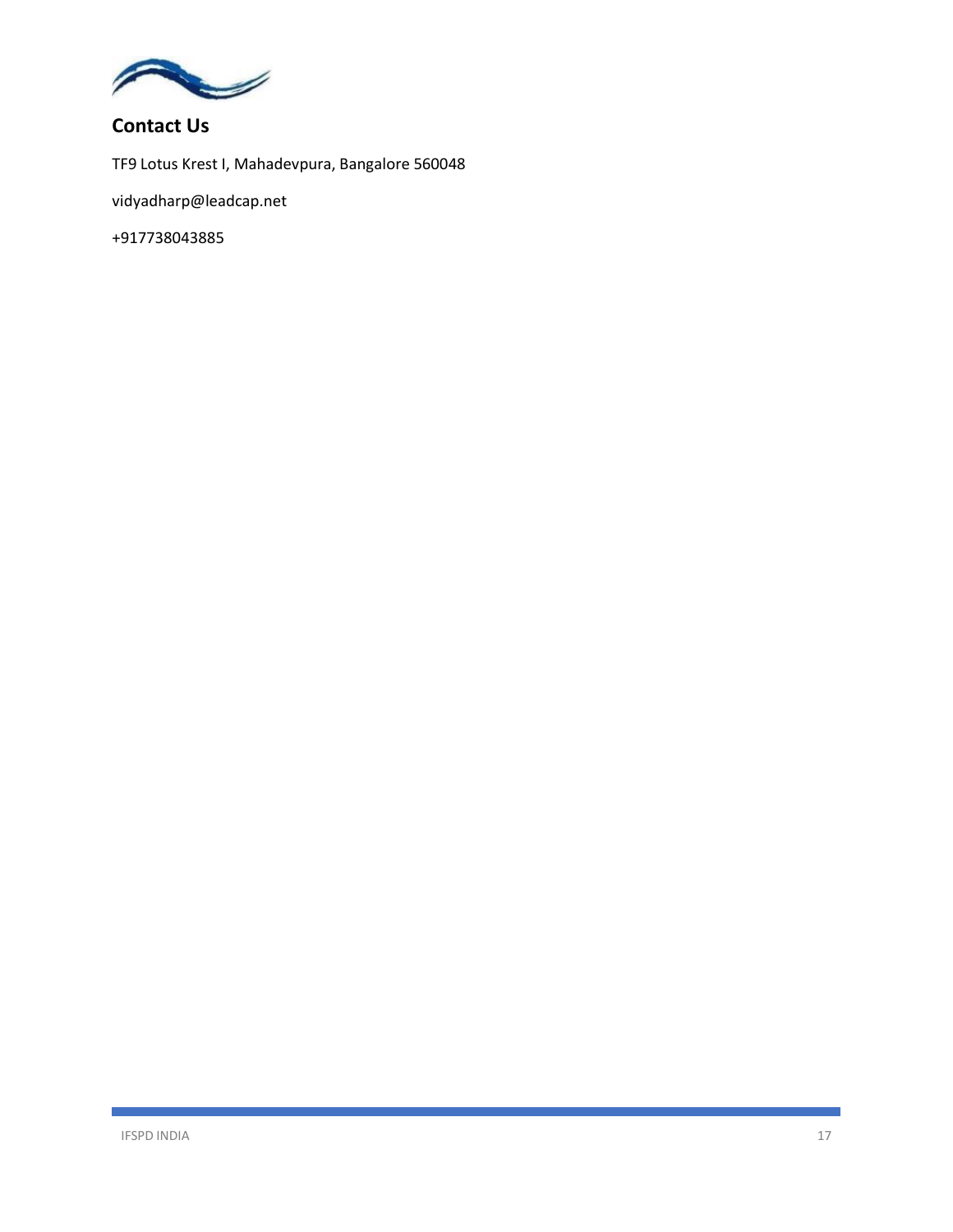## Contact Us

TF9 Lotus Krest I, Mahadevpura, Bangalore 560048

vidyadharp@leadcap.net

+917738043885